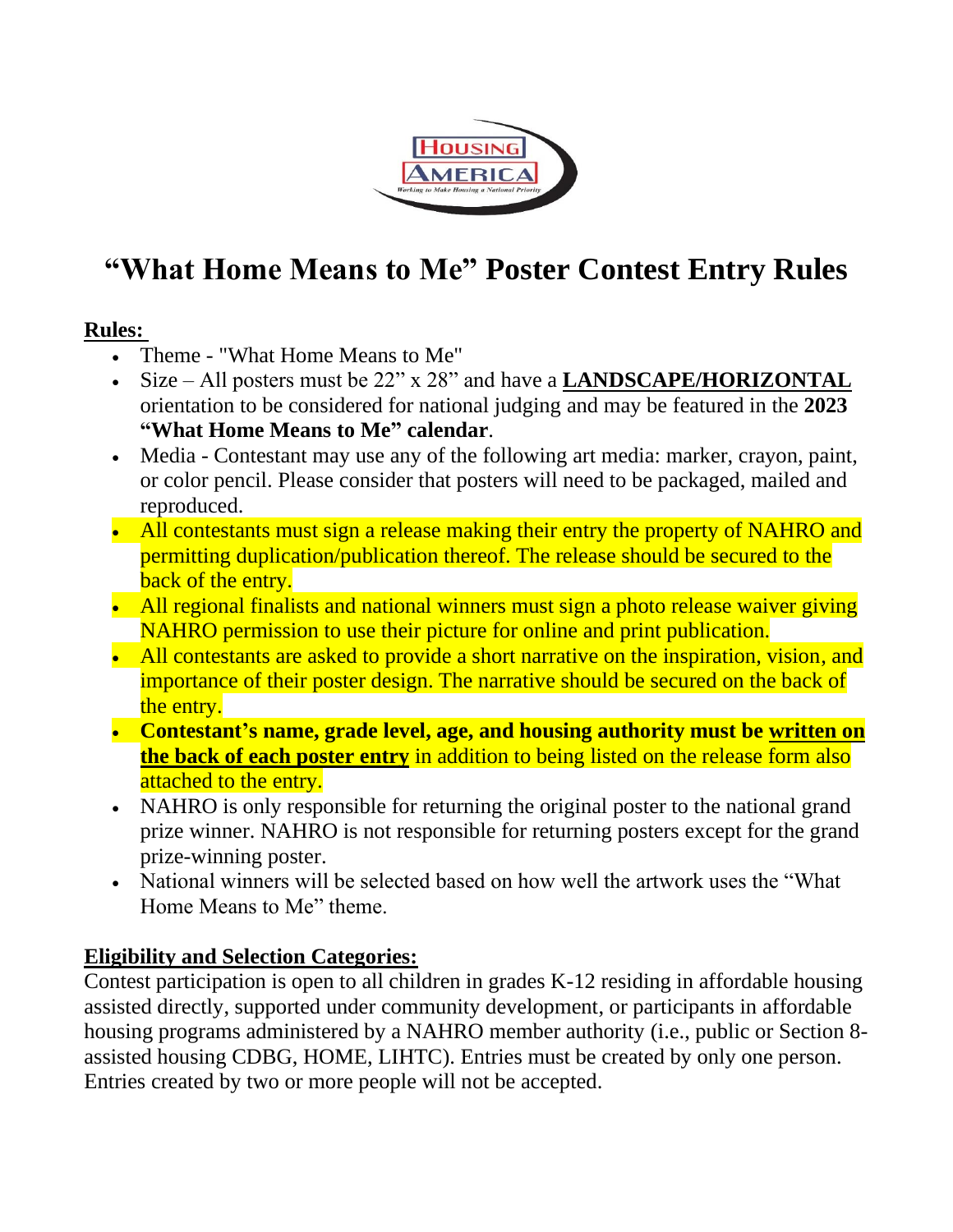# "What Home Means to Me" Poster Contest Entry Rules

**Rules:**

- Theme - "What Home Means to Me"
- Size – All posters must be 22" x 28" and have a **LANDSCAPE/HORIZONTAL** orientation to be considered for national judging and may be featured in the **2023 "What Home Means to Me" calendar**.
- Media - Contestant may use any of the following art media: marker, crayon, paint, or color pencil. Please consider that posters will need to be packaged, mailed and reproduced.
- All contestants must sign a release making their entry the property of NAHRO and permitting duplication/publication thereof. The release should be secured to the back of the entry.
- All regional finalists and national winners must sign a photo release waiver giving NAHRO permission to use their picture for online and print publication.
- All contestants are asked to provide a short narrative on the inspiration, vision, and importance of their poster design. The narrative should be secured on the back of the entry.
- **Contestant's name, grade level, age, and housing authority must be written on the back of each poster entry** in addition to being listed on the release form also attached to the entry.
- NAHRO is only responsible for returning the original poster to the national grand prize winner. NAHRO is not responsible for returning posters except for the grand prize-winning poster.
- National winners will be selected based on how well the artwork uses the "What Home Means to Me" theme.

**Eligibility and Selection Categories:**

Contest participation is open to all children in grades K-12 residing in affordable housing assisted directly, supported under community development, or participants in affordable housing programs administered by a NAHRO member authority (i.e., public or Section 8-assisted housing CDBG, HOME, LIHTC). Entries must be created by only one person. Entries created by two or more people will not be accepted.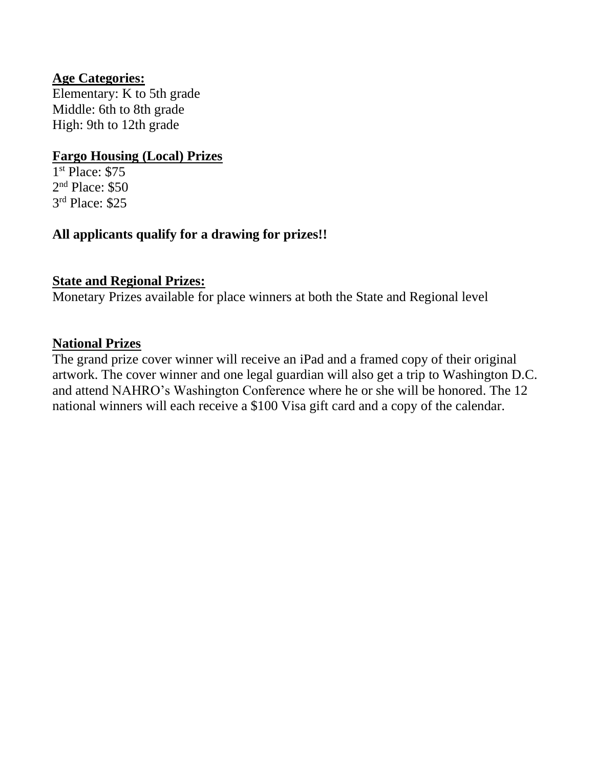**Age Categories:**

Elementary: K to 5th grade
Middle: 6th to 8th grade
High: 9th to 12th grade

**Fargo Housing (Local) Prizes**

1st Place: $75
2nd Place: $50
3rd Place: $25

**All applicants qualify for a drawing for prizes!!**

**State and Regional Prizes:**

Monetary Prizes available for place winners at both the State and Regional level

**National Prizes**

The grand prize cover winner will receive an iPad and a framed copy of their original artwork. The cover winner and one legal guardian will also get a trip to Washington D.C. and attend NAHRO's Washington Conference where he or she will be honored. The 12 national winners will each receive a $100 Visa gift card and a copy of the calendar.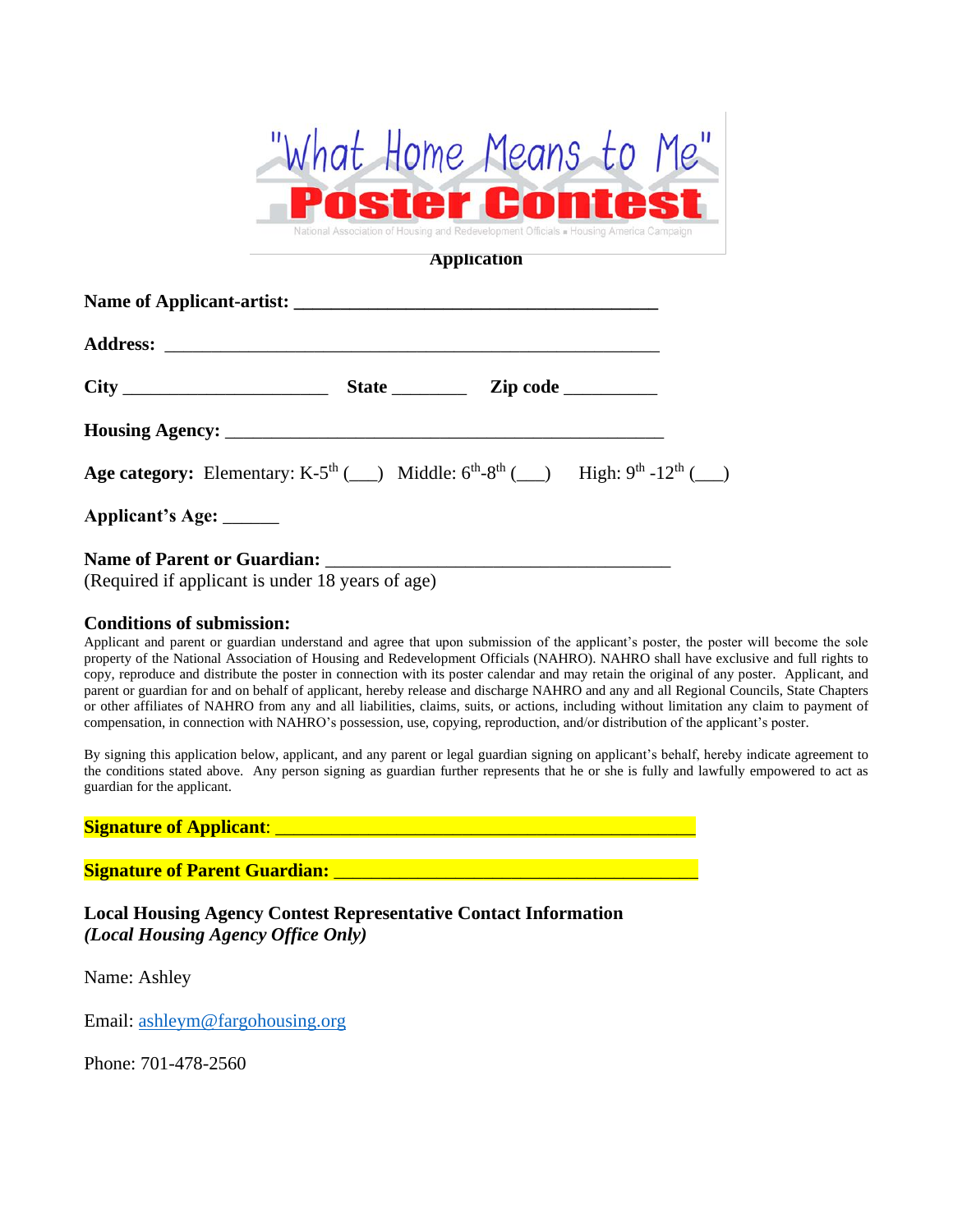"What Home Means to Me"

# Poster Contest

National Association of Housing and Redevelopment Officials ▪ Housing America Campaign

## Application

**Name of Applicant-artist: ______________________________________**

**Address:** ____________________________________________________

**City** ______________________ **State** ________ **Zip code** __________

**Housing Agency:** _______________________________________________

**Age category:** Elementary: K-5th (___) Middle: 6th-8th (___) High: 9th -12th (___)

**Applicant's Age:** ______

**Name of Parent or Guardian:** ____________________________________

(Required if applicant is under 18 years of age)

**Conditions of submission:**

Applicant and parent or guardian understand and agree that upon submission of the applicant's poster, the poster will become the sole property of the National Association of Housing and Redevelopment Officials (NAHRO). NAHRO shall have exclusive and full rights to copy, reproduce and distribute the poster in connection with its poster calendar and may retain the original of any poster. Applicant, and parent or guardian for and on behalf of applicant, hereby release and discharge NAHRO and any and all Regional Councils, State Chapters or other affiliates of NAHRO from any and all liabilities, claims, suits, or actions, including without limitation any claim to payment of compensation, in connection with NAHRO's possession, use, copying, reproduction, and/or distribution of the applicant's poster.

By signing this application below, applicant, and any parent or legal guardian signing on applicant's behalf, hereby indicate agreement to the conditions stated above. Any person signing as guardian further represents that he or she is fully and lawfully empowered to act as guardian for the applicant.

**Signature of Applicant**: ____________________________________________

**Signature of Parent Guardian: ______________________________________**

**Local Housing Agency Contest Representative Contact Information**
***(Local Housing Agency Office Only)***

Name: Ashley

Email: ashleym@fargohousing.org

Phone: 701-478-2560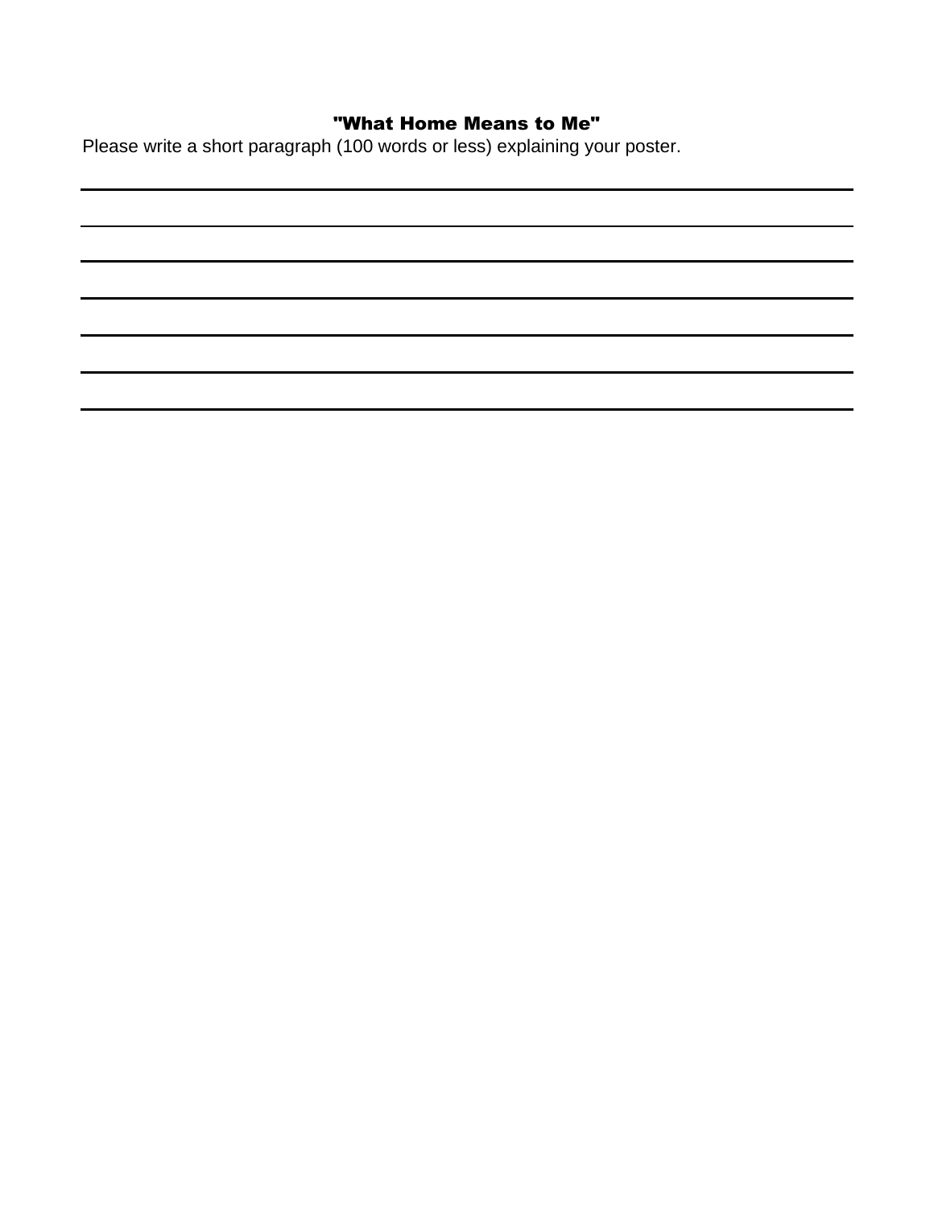## "What Home Means to Me"

Please write a short paragraph (100 words or less) explaining your poster.

\_\_\_\_\_\_\_\_\_\_\_\_\_\_\_\_\_\_\_\_\_\_\_\_\_\_\_\_\_\_\_\_\_\_\_\_\_\_\_\_\_\_\_\_\_\_\_\_\_\_\_\_\_\_\_\_\_\_\_\_\_\_\_\_\_\_\_\_\_\_\_\_\_\_\_\_\_\_

\_\_\_\_\_\_\_\_\_\_\_\_\_\_\_\_\_\_\_\_\_\_\_\_\_\_\_\_\_\_\_\_\_\_\_\_\_\_\_\_\_\_\_\_\_\_\_\_\_\_\_\_\_\_\_\_\_\_\_\_\_\_\_\_\_\_\_\_\_\_\_\_\_\_\_\_\_\_

\_\_\_\_\_\_\_\_\_\_\_\_\_\_\_\_\_\_\_\_\_\_\_\_\_\_\_\_\_\_\_\_\_\_\_\_\_\_\_\_\_\_\_\_\_\_\_\_\_\_\_\_\_\_\_\_\_\_\_\_\_\_\_\_\_\_\_\_\_\_\_\_\_\_\_\_\_\_

\_\_\_\_\_\_\_\_\_\_\_\_\_\_\_\_\_\_\_\_\_\_\_\_\_\_\_\_\_\_\_\_\_\_\_\_\_\_\_\_\_\_\_\_\_\_\_\_\_\_\_\_\_\_\_\_\_\_\_\_\_\_\_\_\_\_\_\_\_\_\_\_\_\_\_\_\_\_

\_\_\_\_\_\_\_\_\_\_\_\_\_\_\_\_\_\_\_\_\_\_\_\_\_\_\_\_\_\_\_\_\_\_\_\_\_\_\_\_\_\_\_\_\_\_\_\_\_\_\_\_\_\_\_\_\_\_\_\_\_\_\_\_\_\_\_\_\_\_\_\_\_\_\_\_\_\_

\_\_\_\_\_\_\_\_\_\_\_\_\_\_\_\_\_\_\_\_\_\_\_\_\_\_\_\_\_\_\_\_\_\_\_\_\_\_\_\_\_\_\_\_\_\_\_\_\_\_\_\_\_\_\_\_\_\_\_\_\_\_\_\_\_\_\_\_\_\_\_\_\_\_\_\_\_\_

\_\_\_\_\_\_\_\_\_\_\_\_\_\_\_\_\_\_\_\_\_\_\_\_\_\_\_\_\_\_\_\_\_\_\_\_\_\_\_\_\_\_\_\_\_\_\_\_\_\_\_\_\_\_\_\_\_\_\_\_\_\_\_\_\_\_\_\_\_\_\_\_\_\_\_\_\_\_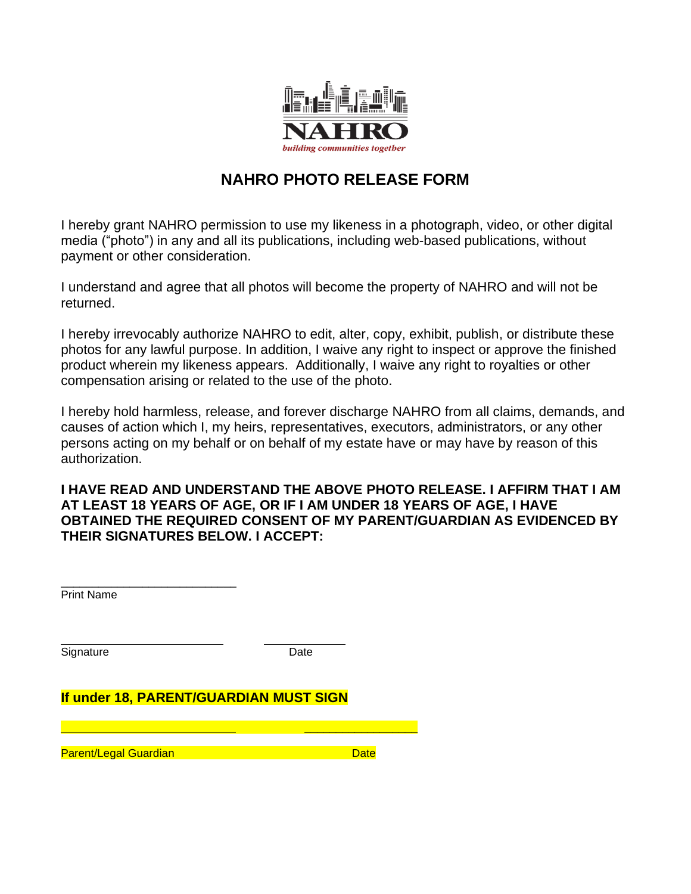NAHRO

*building communities together*

# NAHRO PHOTO RELEASE FORM

I hereby grant NAHRO permission to use my likeness in a photograph, video, or other digital media ("photo") in any and all its publications, including web-based publications, without payment or other consideration.

I understand and agree that all photos will become the property of NAHRO and will not be returned.

I hereby irrevocably authorize NAHRO to edit, alter, copy, exhibit, publish, or distribute these photos for any lawful purpose. In addition, I waive any right to inspect or approve the finished product wherein my likeness appears. Additionally, I waive any right to royalties or other compensation arising or related to the use of the photo.

I hereby hold harmless, release, and forever discharge NAHRO from all claims, demands, and causes of action which I, my heirs, representatives, executors, administrators, or any other persons acting on my behalf or on behalf of my estate have or may have by reason of this authorization.

**I HAVE READ AND UNDERSTAND THE ABOVE PHOTO RELEASE. I AFFIRM THAT I AM AT LEAST 18 YEARS OF AGE, OR IF I AM UNDER 18 YEARS OF AGE, I HAVE OBTAINED THE REQUIRED CONSENT OF MY PARENT/GUARDIAN AS EVIDENCED BY THEIR SIGNATURES BELOW. I ACCEPT:**

___________________________
Print Name

_________________________ ____________
Signature Date

**If under 18, PARENT/GUARDIAN MUST SIGN**

___________________________ _________________
Parent/Legal Guardian Date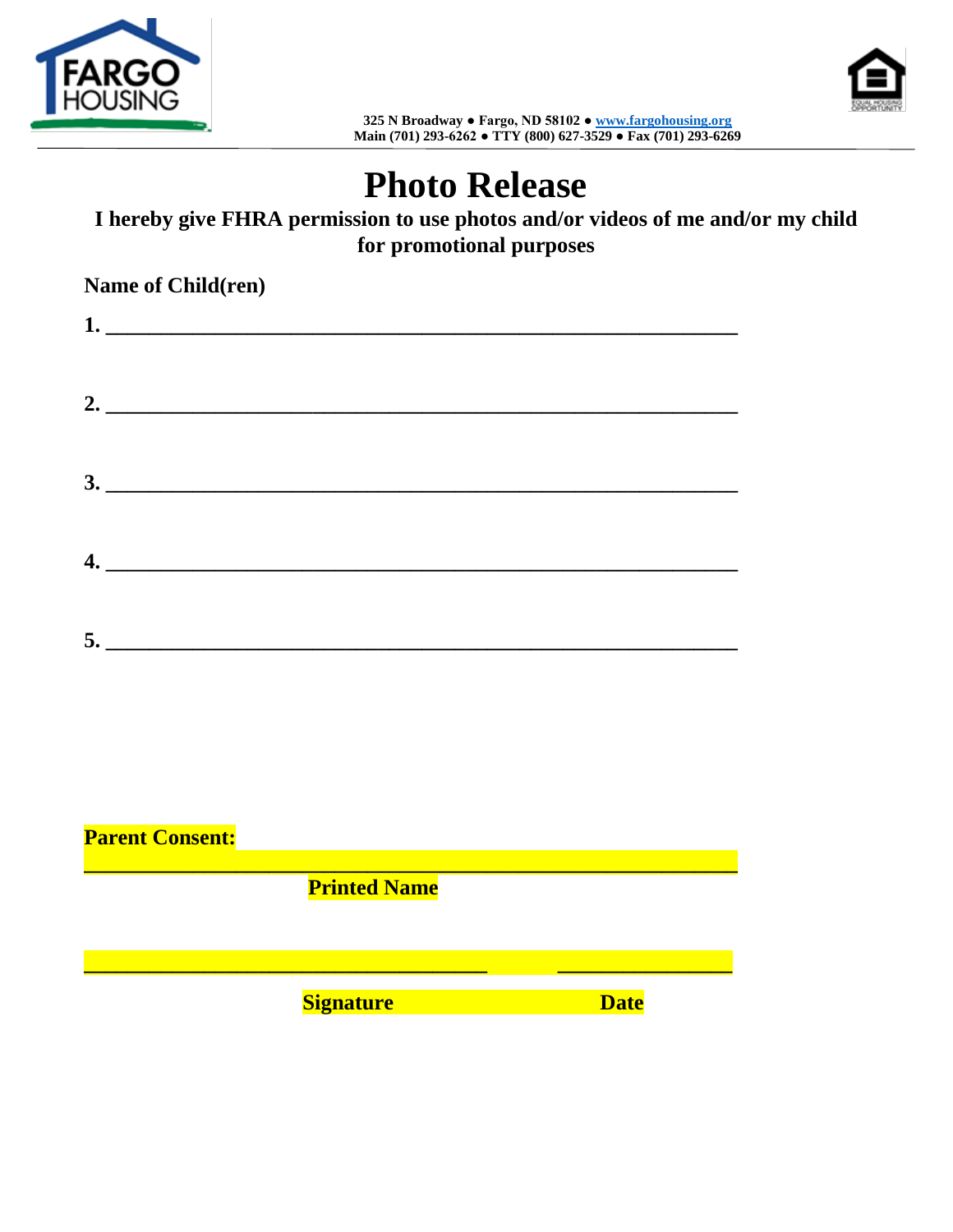325 N Broadway ● Fargo, ND 58102 ● www.fargohousing.org
Main (701) 293-6262 ● TTY (800) 627-3529 ● Fax (701) 293-6269

# Photo Release

**I hereby give FHRA permission to use photos and/or videos of me and/or my child for promotional purposes**

**Name of Child(ren)**

**1.** ____________________________________________________________

**2.** ____________________________________________________________

**3.** ____________________________________________________________

**4.** ____________________________________________________________

**5.** ____________________________________________________________

**Parent Consent:**

______________________________________________________________

**Printed Name**

______________________________________ ________________

**Signature** **Date**